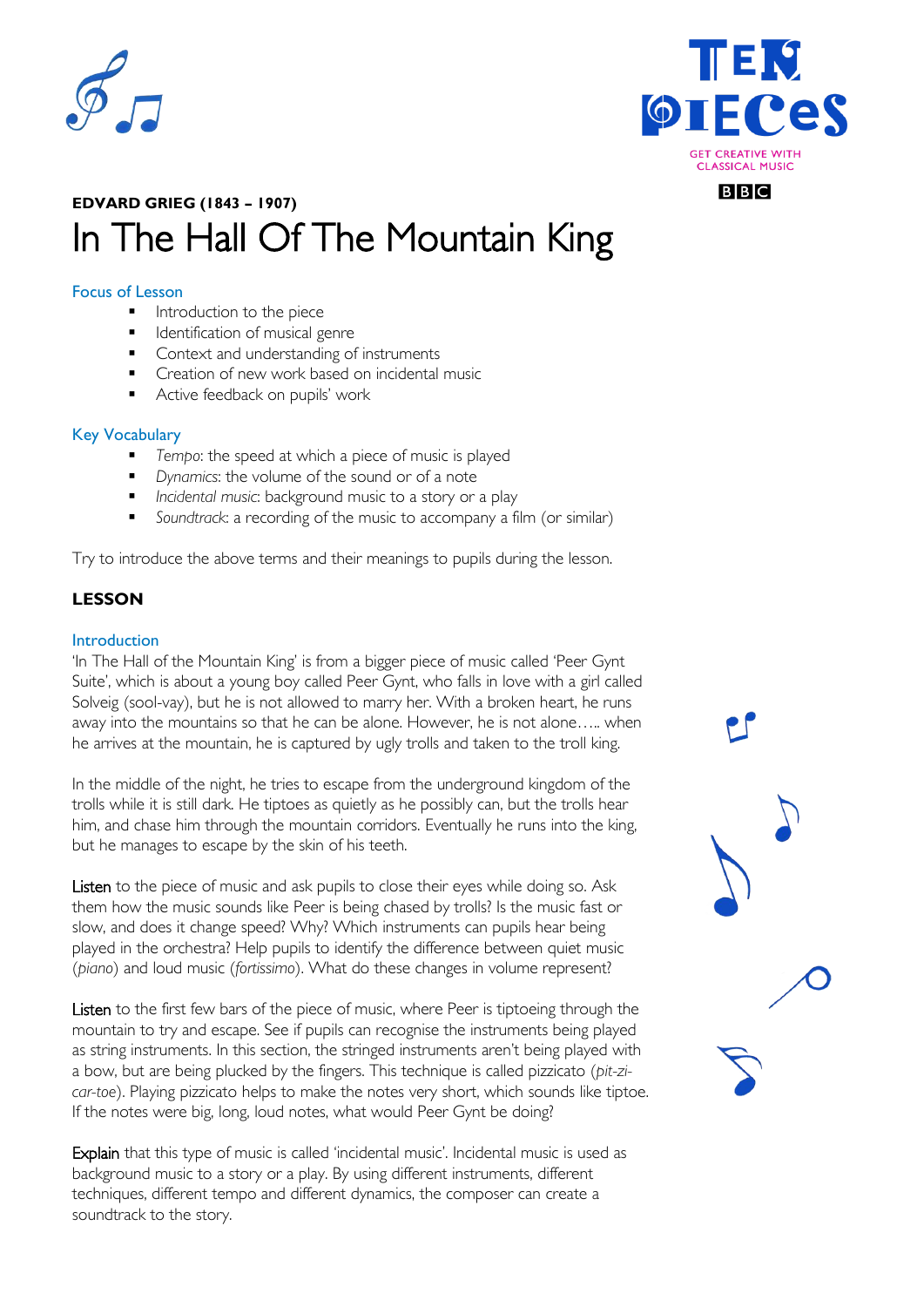**EDVARD GRIEG (1843 – 1907)**

# In The Hall Of The Mountain King

## Focus of Lesson

- Introduction to the piece
- Identification of musical genre
- Context and understanding of instruments
- Creation of new work based on incidental music
- Active feedback on pupils' work

## Key Vocabulary

- *Tempo*: the speed at which a piece of music is played
- *Dynamics*: the volume of the sound or of a note
- *Incidental music*: background music to a story or a play
- *Soundtrack*: a recording of the music to accompany a film (or similar)

Try to introduce the above terms and their meanings to pupils during the lesson.

## LESSON

### Introduction

'In The Hall of the Mountain King' is from a bigger piece of music called 'Peer Gynt Suite', which is about a young boy called Peer Gynt, who falls in love with a girl called Solveig (sool-vay), but he is not allowed to marry her. With a broken heart, he runs away into the mountains so that he can be alone. However, he is not alone….. when he arrives at the mountain, he is captured by ugly trolls and taken to the troll king.

In the middle of the night, he tries to escape from the underground kingdom of the trolls while it is still dark. He tiptoes as quietly as he possibly can, but the trolls hear him, and chase him through the mountain corridors. Eventually he runs into the king, but he manages to escape by the skin of his teeth.

Listen to the piece of music and ask pupils to close their eyes while doing so. Ask them how the music sounds like Peer is being chased by trolls? Is the music fast or slow, and does it change speed? Why? Which instruments can pupils hear being played in the orchestra? Help pupils to identify the difference between quiet music (*piano*) and loud music (*fortissimo*). What do these changes in volume represent?

Listen to the first few bars of the piece of music, where Peer is tiptoeing through the mountain to try and escape. See if pupils can recognise the instruments being played as string instruments. In this section, the stringed instruments aren't being played with a bow, but are being plucked by the fingers. This technique is called pizzicato (*pit-zi-car-toe*). Playing pizzicato helps to make the notes very short, which sounds like tiptoe. If the notes were big, long, loud notes, what would Peer Gynt be doing?

Explain that this type of music is called 'incidental music'. Incidental music is used as background music to a story or a play. By using different instruments, different techniques, different tempo and different dynamics, the composer can create a soundtrack to the story.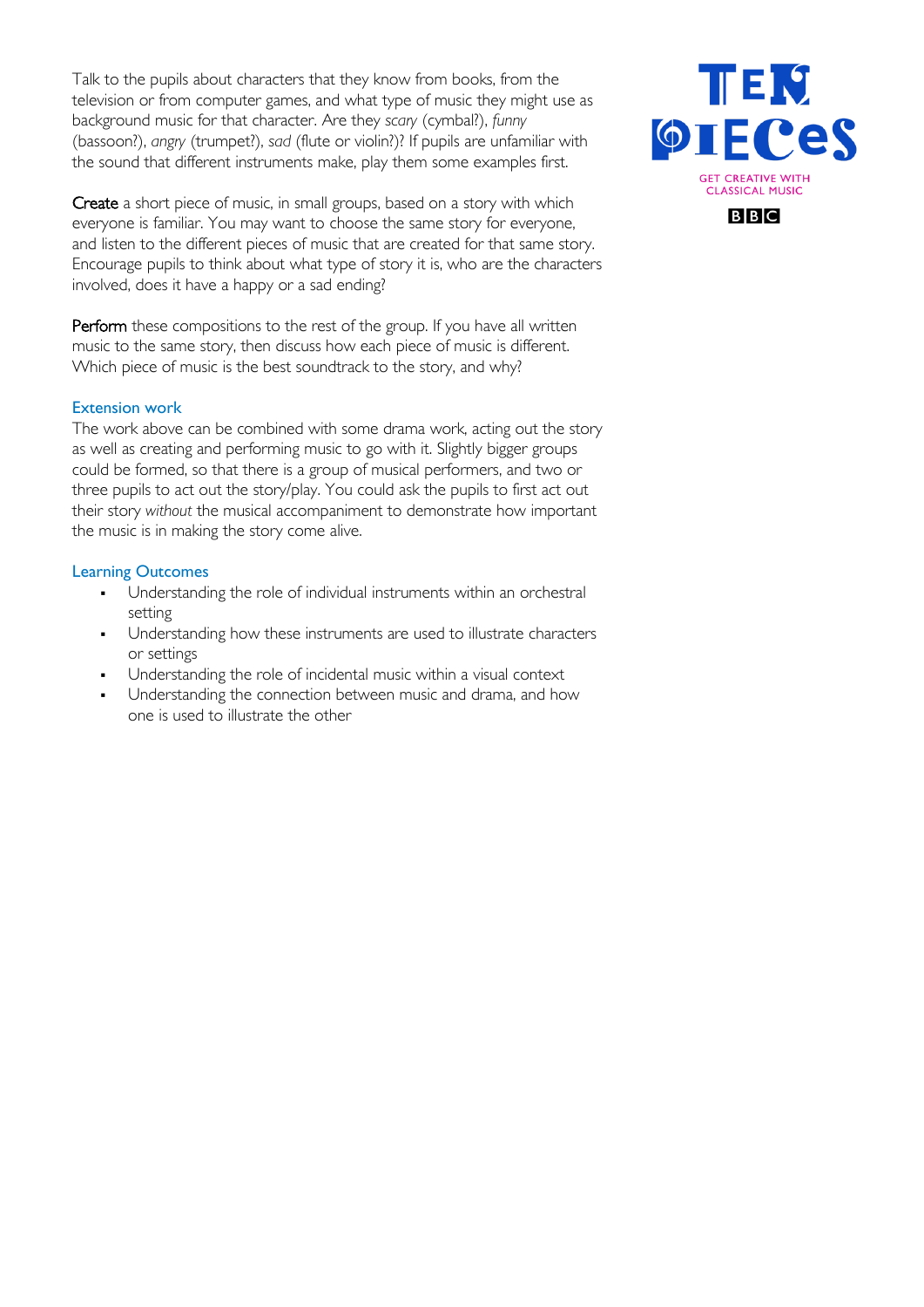Talk to the pupils about characters that they know from books, from the television or from computer games, and what type of music they might use as background music for that character. Are they *scary* (cymbal?), *funny* (bassoon?), *angry* (trumpet?), *sad* (flute or violin?)? If pupils are unfamiliar with the sound that different instruments make, play them some examples first.

Create a short piece of music, in small groups, based on a story with which everyone is familiar. You may want to choose the same story for everyone, and listen to the different pieces of music that are created for that same story. Encourage pupils to think about what type of story it is, who are the characters involved, does it have a happy or a sad ending?

Perform these compositions to the rest of the group. If you have all written music to the same story, then discuss how each piece of music is different. Which piece of music is the best soundtrack to the story, and why?

### Extension work

The work above can be combined with some drama work, acting out the story as well as creating and performing music to go with it. Slightly bigger groups could be formed, so that there is a group of musical performers, and two or three pupils to act out the story/play. You could ask the pupils to first act out their story *without* the musical accompaniment to demonstrate how important the music is in making the story come alive.

### Learning Outcomes

- Understanding the role of individual instruments within an orchestral setting
- Understanding how these instruments are used to illustrate characters or settings
- Understanding the role of incidental music within a visual context
- Understanding the connection between music and drama, and how one is used to illustrate the other